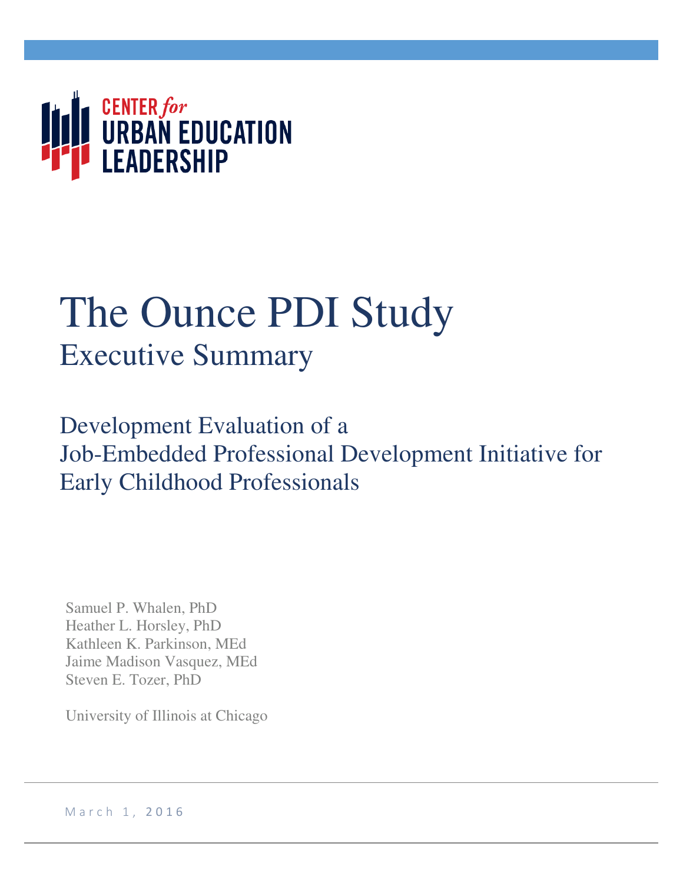CENTER *for* URBAN EDUCATION LEADERSHIP

# The Ounce PDI Study

## Executive Summary

### Development Evaluation of a Job-Embedded Professional Development Initiative for Early Childhood Professionals

Samuel P. Whalen, PhD
Heather L. Horsley, PhD
Kathleen K. Parkinson, MEd
Jaime Madison Vasquez, MEd
Steven E. Tozer, PhD

University of Illinois at Chicago

March 1, 2016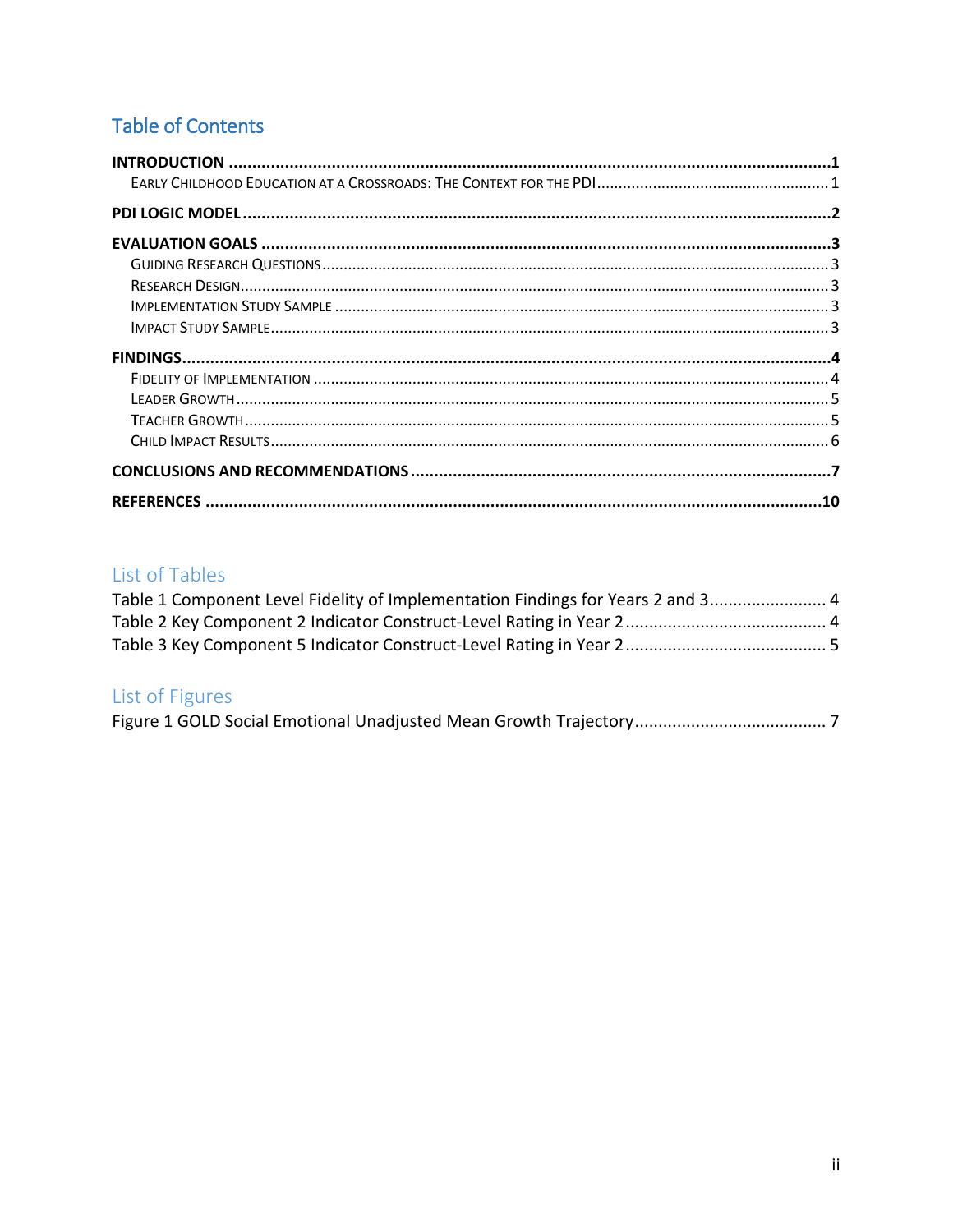## Table of Contents

**INTRODUCTION** ..... 1

- Early Childhood Education at a Crossroads: The Context for the PDI ..... 1

**PDI LOGIC MODEL** ..... 2

**EVALUATION GOALS** ..... 3

- Guiding Research Questions ..... 3
- Research Design ..... 3
- Implementation Study Sample ..... 3
- Impact Study Sample ..... 3

**FINDINGS** ..... 4

- Fidelity of Implementation ..... 4
- Leader Growth ..... 5
- Teacher Growth ..... 5
- Child Impact Results ..... 6

**CONCLUSIONS AND RECOMMENDATIONS** ..... 7

**REFERENCES** ..... 10

## List of Tables

Table 1 Component Level Fidelity of Implementation Findings for Years 2 and 3 ..... 4
Table 2 Key Component 2 Indicator Construct-Level Rating in Year 2 ..... 4
Table 3 Key Component 5 Indicator Construct-Level Rating in Year 2 ..... 5

## List of Figures

Figure 1 GOLD Social Emotional Unadjusted Mean Growth Trajectory ..... 7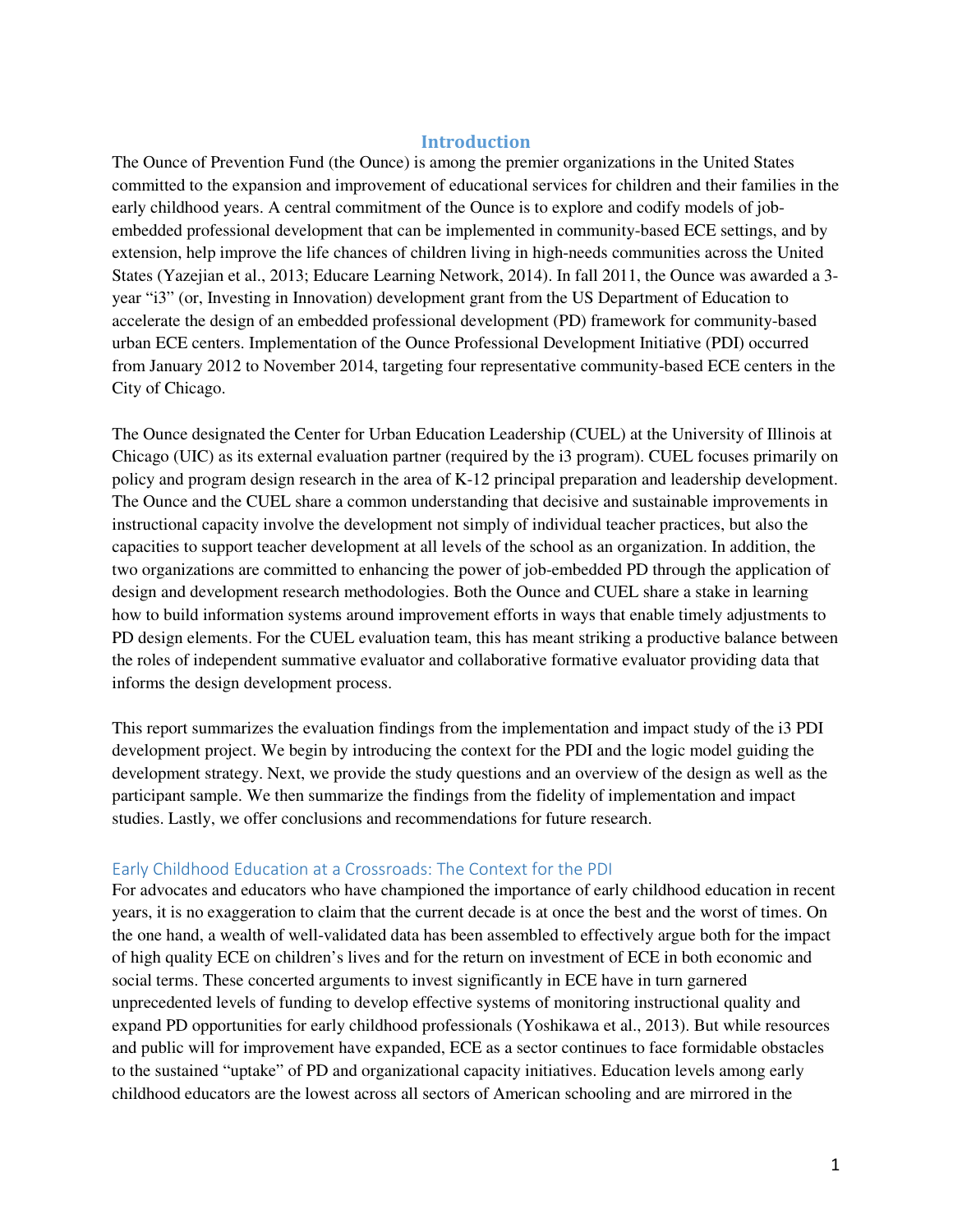## Introduction

The Ounce of Prevention Fund (the Ounce) is among the premier organizations in the United States committed to the expansion and improvement of educational services for children and their families in the early childhood years. A central commitment of the Ounce is to explore and codify models of job-embedded professional development that can be implemented in community-based ECE settings, and by extension, help improve the life chances of children living in high-needs communities across the United States (Yazejian et al., 2013; Educare Learning Network, 2014). In fall 2011, the Ounce was awarded a 3-year "i3" (or, Investing in Innovation) development grant from the US Department of Education to accelerate the design of an embedded professional development (PD) framework for community-based urban ECE centers. Implementation of the Ounce Professional Development Initiative (PDI) occurred from January 2012 to November 2014, targeting four representative community-based ECE centers in the City of Chicago.

The Ounce designated the Center for Urban Education Leadership (CUEL) at the University of Illinois at Chicago (UIC) as its external evaluation partner (required by the i3 program). CUEL focuses primarily on policy and program design research in the area of K-12 principal preparation and leadership development. The Ounce and the CUEL share a common understanding that decisive and sustainable improvements in instructional capacity involve the development not simply of individual teacher practices, but also the capacities to support teacher development at all levels of the school as an organization. In addition, the two organizations are committed to enhancing the power of job-embedded PD through the application of design and development research methodologies. Both the Ounce and CUEL share a stake in learning how to build information systems around improvement efforts in ways that enable timely adjustments to PD design elements. For the CUEL evaluation team, this has meant striking a productive balance between the roles of independent summative evaluator and collaborative formative evaluator providing data that informs the design development process.

This report summarizes the evaluation findings from the implementation and impact study of the i3 PDI development project. We begin by introducing the context for the PDI and the logic model guiding the development strategy. Next, we provide the study questions and an overview of the design as well as the participant sample. We then summarize the findings from the fidelity of implementation and impact studies. Lastly, we offer conclusions and recommendations for future research.

### Early Childhood Education at a Crossroads: The Context for the PDI

For advocates and educators who have championed the importance of early childhood education in recent years, it is no exaggeration to claim that the current decade is at once the best and the worst of times. On the one hand, a wealth of well-validated data has been assembled to effectively argue both for the impact of high quality ECE on children's lives and for the return on investment of ECE in both economic and social terms. These concerted arguments to invest significantly in ECE have in turn garnered unprecedented levels of funding to develop effective systems of monitoring instructional quality and expand PD opportunities for early childhood professionals (Yoshikawa et al., 2013). But while resources and public will for improvement have expanded, ECE as a sector continues to face formidable obstacles to the sustained "uptake" of PD and organizational capacity initiatives. Education levels among early childhood educators are the lowest across all sectors of American schooling and are mirrored in the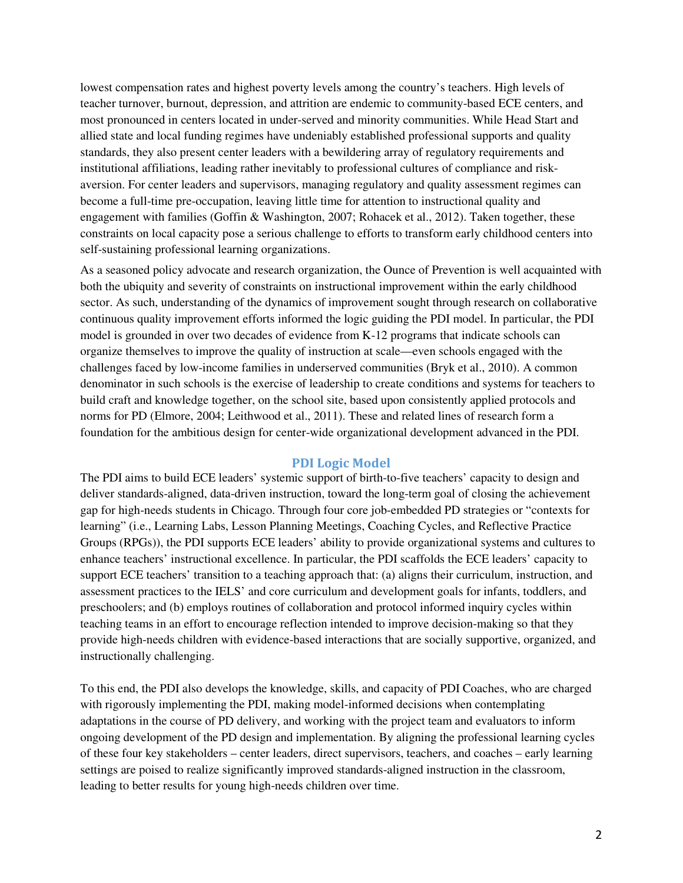lowest compensation rates and highest poverty levels among the country's teachers. High levels of teacher turnover, burnout, depression, and attrition are endemic to community-based ECE centers, and most pronounced in centers located in under-served and minority communities. While Head Start and allied state and local funding regimes have undeniably established professional supports and quality standards, they also present center leaders with a bewildering array of regulatory requirements and institutional affiliations, leading rather inevitably to professional cultures of compliance and risk-aversion. For center leaders and supervisors, managing regulatory and quality assessment regimes can become a full-time pre-occupation, leaving little time for attention to instructional quality and engagement with families (Goffin & Washington, 2007; Rohacek et al., 2012). Taken together, these constraints on local capacity pose a serious challenge to efforts to transform early childhood centers into self-sustaining professional learning organizations.

As a seasoned policy advocate and research organization, the Ounce of Prevention is well acquainted with both the ubiquity and severity of constraints on instructional improvement within the early childhood sector. As such, understanding of the dynamics of improvement sought through research on collaborative continuous quality improvement efforts informed the logic guiding the PDI model. In particular, the PDI model is grounded in over two decades of evidence from K-12 programs that indicate schools can organize themselves to improve the quality of instruction at scale—even schools engaged with the challenges faced by low-income families in underserved communities (Bryk et al., 2010). A common denominator in such schools is the exercise of leadership to create conditions and systems for teachers to build craft and knowledge together, on the school site, based upon consistently applied protocols and norms for PD (Elmore, 2004; Leithwood et al., 2011). These and related lines of research form a foundation for the ambitious design for center-wide organizational development advanced in the PDI.

## PDI Logic Model

The PDI aims to build ECE leaders' systemic support of birth-to-five teachers' capacity to design and deliver standards-aligned, data-driven instruction, toward the long-term goal of closing the achievement gap for high-needs students in Chicago. Through four core job-embedded PD strategies or "contexts for learning" (i.e., Learning Labs, Lesson Planning Meetings, Coaching Cycles, and Reflective Practice Groups (RPGs)), the PDI supports ECE leaders' ability to provide organizational systems and cultures to enhance teachers' instructional excellence. In particular, the PDI scaffolds the ECE leaders' capacity to support ECE teachers' transition to a teaching approach that: (a) aligns their curriculum, instruction, and assessment practices to the IELS' and core curriculum and development goals for infants, toddlers, and preschoolers; and (b) employs routines of collaboration and protocol informed inquiry cycles within teaching teams in an effort to encourage reflection intended to improve decision-making so that they provide high-needs children with evidence-based interactions that are socially supportive, organized, and instructionally challenging.

To this end, the PDI also develops the knowledge, skills, and capacity of PDI Coaches, who are charged with rigorously implementing the PDI, making model-informed decisions when contemplating adaptations in the course of PD delivery, and working with the project team and evaluators to inform ongoing development of the PD design and implementation. By aligning the professional learning cycles of these four key stakeholders – center leaders, direct supervisors, teachers, and coaches – early learning settings are poised to realize significantly improved standards-aligned instruction in the classroom, leading to better results for young high-needs children over time.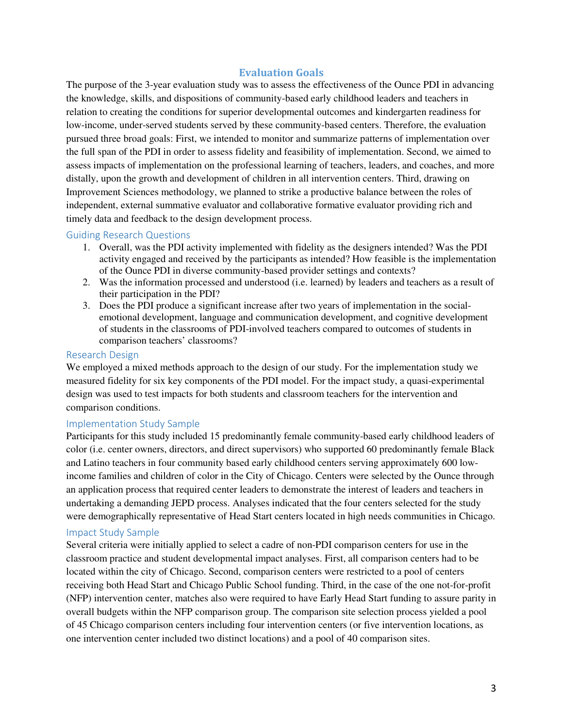## Evaluation Goals

The purpose of the 3-year evaluation study was to assess the effectiveness of the Ounce PDI in advancing the knowledge, skills, and dispositions of community-based early childhood leaders and teachers in relation to creating the conditions for superior developmental outcomes and kindergarten readiness for low-income, under-served students served by these community-based centers. Therefore, the evaluation pursued three broad goals: First, we intended to monitor and summarize patterns of implementation over the full span of the PDI in order to assess fidelity and feasibility of implementation. Second, we aimed to assess impacts of implementation on the professional learning of teachers, leaders, and coaches, and more distally, upon the growth and development of children in all intervention centers. Third, drawing on Improvement Sciences methodology, we planned to strike a productive balance between the roles of independent, external summative evaluator and collaborative formative evaluator providing rich and timely data and feedback to the design development process.

### Guiding Research Questions

1. Overall, was the PDI activity implemented with fidelity as the designers intended? Was the PDI activity engaged and received by the participants as intended? How feasible is the implementation of the Ounce PDI in diverse community-based provider settings and contexts?
2. Was the information processed and understood (i.e. learned) by leaders and teachers as a result of their participation in the PDI?
3. Does the PDI produce a significant increase after two years of implementation in the social-emotional development, language and communication development, and cognitive development of students in the classrooms of PDI-involved teachers compared to outcomes of students in comparison teachers' classrooms?

### Research Design

We employed a mixed methods approach to the design of our study. For the implementation study we measured fidelity for six key components of the PDI model. For the impact study, a quasi-experimental design was used to test impacts for both students and classroom teachers for the intervention and comparison conditions.

### Implementation Study Sample

Participants for this study included 15 predominantly female community-based early childhood leaders of color (i.e. center owners, directors, and direct supervisors) who supported 60 predominantly female Black and Latino teachers in four community based early childhood centers serving approximately 600 low-income families and children of color in the City of Chicago. Centers were selected by the Ounce through an application process that required center leaders to demonstrate the interest of leaders and teachers in undertaking a demanding JEPD process. Analyses indicated that the four centers selected for the study were demographically representative of Head Start centers located in high needs communities in Chicago.

### Impact Study Sample

Several criteria were initially applied to select a cadre of non-PDI comparison centers for use in the classroom practice and student developmental impact analyses. First, all comparison centers had to be located within the city of Chicago. Second, comparison centers were restricted to a pool of centers receiving both Head Start and Chicago Public School funding. Third, in the case of the one not-for-profit (NFP) intervention center, matches also were required to have Early Head Start funding to assure parity in overall budgets within the NFP comparison group. The comparison site selection process yielded a pool of 45 Chicago comparison centers including four intervention centers (or five intervention locations, as one intervention center included two distinct locations) and a pool of 40 comparison sites.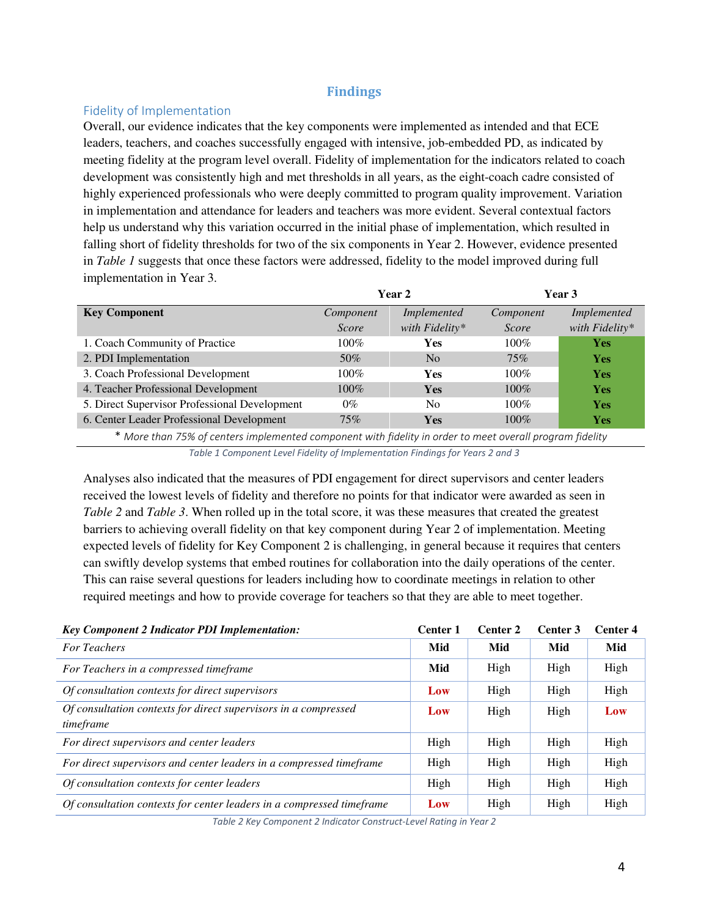## Findings

### Fidelity of Implementation

Overall, our evidence indicates that the key components were implemented as intended and that ECE leaders, teachers, and coaches successfully engaged with intensive, job-embedded PD, as indicated by meeting fidelity at the program level overall. Fidelity of implementation for the indicators related to coach development was consistently high and met thresholds in all years, as the eight-coach cadre consisted of highly experienced professionals who were deeply committed to program quality improvement. Variation in implementation and attendance for leaders and teachers was more evident. Several contextual factors help us understand why this variation occurred in the initial phase of implementation, which resulted in falling short of fidelity thresholds for two of the six components in Year 2. However, evidence presented in *Table 1* suggests that once these factors were addressed, fidelity to the model improved during full implementation in Year 3.

| | **Year 2** | | **Year 3** | |
|---|---|---|---|---|
| **Key Component** | *Component Score* | *Implemented with Fidelity\** | *Component Score* | *Implemented with Fidelity\** |
| 1. Coach Community of Practice | 100% | **Yes** | 100% | **Yes** |
| 2. PDI Implementation | 50% | No | 75% | **Yes** |
| 3. Coach Professional Development | 100% | **Yes** | 100% | **Yes** |
| 4. Teacher Professional Development | 100% | **Yes** | 100% | **Yes** |
| 5. Direct Supervisor Professional Development | 0% | No | 100% | **Yes** |
| 6. Center Leader Professional Development | 75% | **Yes** | 100% | **Yes** |

\* *More than 75% of centers implemented component with fidelity in order to meet overall program fidelity*

*Table 1 Component Level Fidelity of Implementation Findings for Years 2 and 3*

Analyses also indicated that the measures of PDI engagement for direct supervisors and center leaders received the lowest levels of fidelity and therefore no points for that indicator were awarded as seen in *Table 2* and *Table 3*. When rolled up in the total score, it was these measures that created the greatest barriers to achieving overall fidelity on that key component during Year 2 of implementation. Meeting expected levels of fidelity for Key Component 2 is challenging, in general because it requires that centers can swiftly develop systems that embed routines for collaboration into the daily operations of the center. This can raise several questions for leaders including how to coordinate meetings in relation to other required meetings and how to provide coverage for teachers so that they are able to meet together.

| ***Key Component 2 Indicator PDI Implementation:*** | **Center 1** | **Center 2** | **Center 3** | **Center 4** |
|---|---|---|---|---|
| *For Teachers* | **Mid** | **Mid** | **Mid** | **Mid** |
| *For Teachers in a compressed timeframe* | **Mid** | High | High | High |
| *Of consultation contexts for direct supervisors* | **Low** | High | High | High |
| *Of consultation contexts for direct supervisors in a compressed timeframe* | **Low** | High | High | **Low** |
| *For direct supervisors and center leaders* | High | High | High | High |
| *For direct supervisors and center leaders in a compressed timeframe* | High | High | High | High |
| *Of consultation contexts for center leaders* | High | High | High | High |
| *Of consultation contexts for center leaders in a compressed timeframe* | **Low** | High | High | High |

*Table 2 Key Component 2 Indicator Construct-Level Rating in Year 2*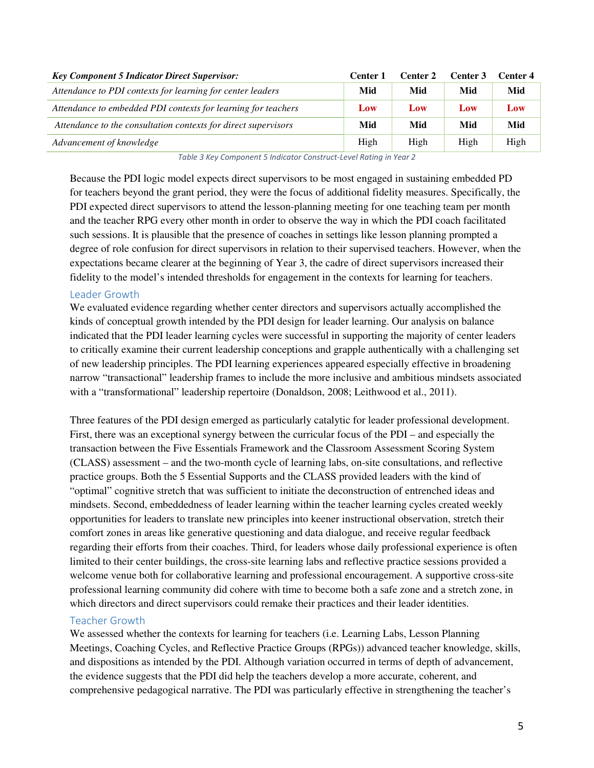| *Key Component 5 Indicator Direct Supervisor:* | Center 1 | Center 2 | Center 3 | Center 4 |
|---|---|---|---|---|
| *Attendance to PDI contexts for learning for center leaders* | **Mid** | **Mid** | **Mid** | **Mid** |
| *Attendance to embedded PDI contexts for learning for teachers* | **Low** | **Low** | **Low** | **Low** |
| *Attendance to the consultation contexts for direct supervisors* | **Mid** | **Mid** | **Mid** | **Mid** |
| *Advancement of knowledge* | High | High | High | High |

*Table 3 Key Component 5 Indicator Construct-Level Rating in Year 2*

Because the PDI logic model expects direct supervisors to be most engaged in sustaining embedded PD for teachers beyond the grant period, they were the focus of additional fidelity measures. Specifically, the PDI expected direct supervisors to attend the lesson-planning meeting for one teaching team per month and the teacher RPG every other month in order to observe the way in which the PDI coach facilitated such sessions. It is plausible that the presence of coaches in settings like lesson planning prompted a degree of role confusion for direct supervisors in relation to their supervised teachers. However, when the expectations became clearer at the beginning of Year 3, the cadre of direct supervisors increased their fidelity to the model's intended thresholds for engagement in the contexts for learning for teachers.

### Leader Growth

We evaluated evidence regarding whether center directors and supervisors actually accomplished the kinds of conceptual growth intended by the PDI design for leader learning. Our analysis on balance indicated that the PDI leader learning cycles were successful in supporting the majority of center leaders to critically examine their current leadership conceptions and grapple authentically with a challenging set of new leadership principles. The PDI learning experiences appeared especially effective in broadening narrow "transactional" leadership frames to include the more inclusive and ambitious mindsets associated with a "transformational" leadership repertoire (Donaldson, 2008; Leithwood et al., 2011).

Three features of the PDI design emerged as particularly catalytic for leader professional development. First, there was an exceptional synergy between the curricular focus of the PDI – and especially the transaction between the Five Essentials Framework and the Classroom Assessment Scoring System (CLASS) assessment – and the two-month cycle of learning labs, on-site consultations, and reflective practice groups. Both the 5 Essential Supports and the CLASS provided leaders with the kind of "optimal" cognitive stretch that was sufficient to initiate the deconstruction of entrenched ideas and mindsets. Second, embeddedness of leader learning within the teacher learning cycles created weekly opportunities for leaders to translate new principles into keener instructional observation, stretch their comfort zones in areas like generative questioning and data dialogue, and receive regular feedback regarding their efforts from their coaches. Third, for leaders whose daily professional experience is often limited to their center buildings, the cross-site learning labs and reflective practice sessions provided a welcome venue both for collaborative learning and professional encouragement. A supportive cross-site professional learning community did cohere with time to become both a safe zone and a stretch zone, in which directors and direct supervisors could remake their practices and their leader identities.

### Teacher Growth

We assessed whether the contexts for learning for teachers (i.e. Learning Labs, Lesson Planning Meetings, Coaching Cycles, and Reflective Practice Groups (RPGs)) advanced teacher knowledge, skills, and dispositions as intended by the PDI. Although variation occurred in terms of depth of advancement, the evidence suggests that the PDI did help the teachers develop a more accurate, coherent, and comprehensive pedagogical narrative. The PDI was particularly effective in strengthening the teacher's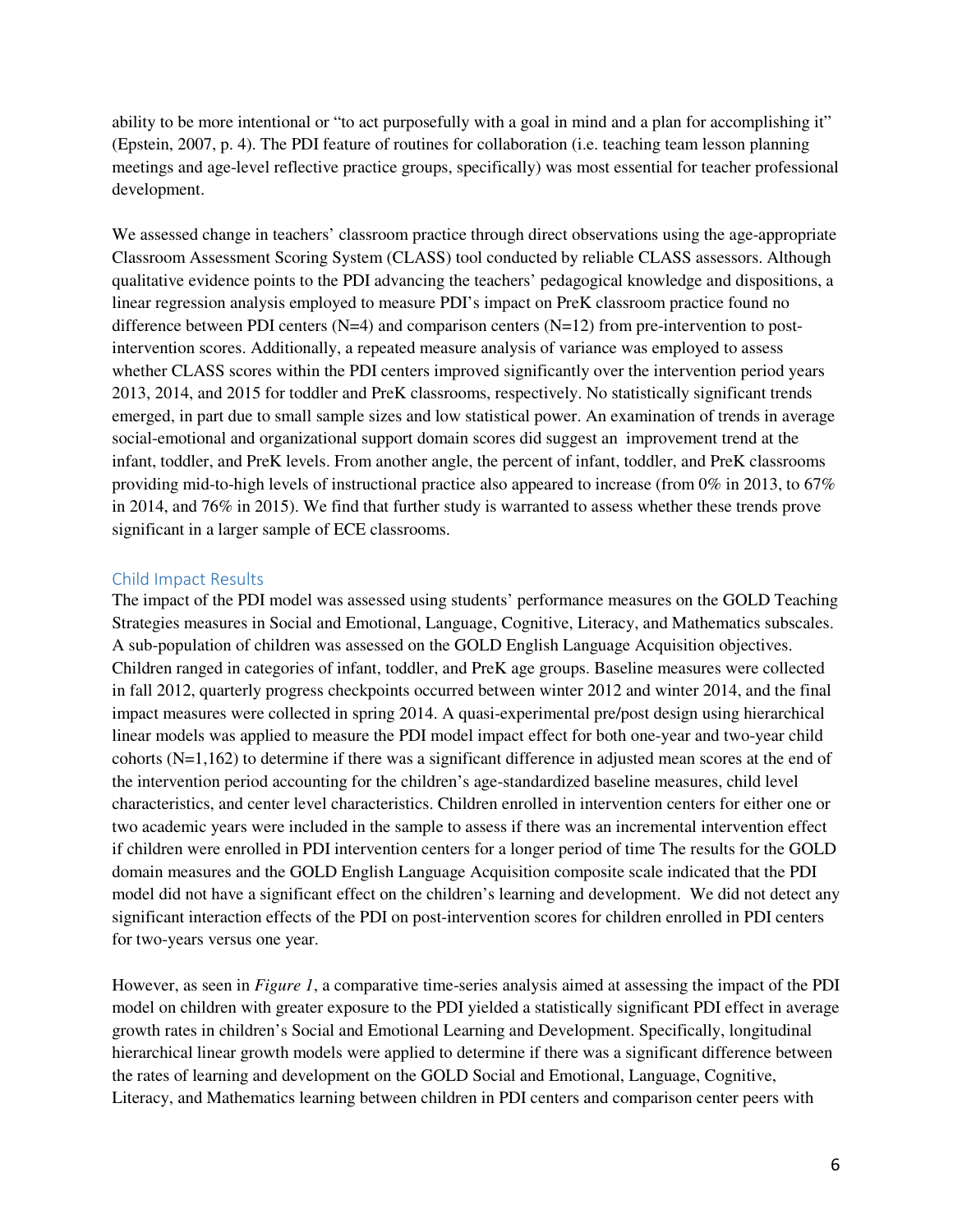ability to be more intentional or "to act purposefully with a goal in mind and a plan for accomplishing it" (Epstein, 2007, p. 4). The PDI feature of routines for collaboration (i.e. teaching team lesson planning meetings and age-level reflective practice groups, specifically) was most essential for teacher professional development.

We assessed change in teachers' classroom practice through direct observations using the age-appropriate Classroom Assessment Scoring System (CLASS) tool conducted by reliable CLASS assessors. Although qualitative evidence points to the PDI advancing the teachers' pedagogical knowledge and dispositions, a linear regression analysis employed to measure PDI's impact on PreK classroom practice found no difference between PDI centers (N=4) and comparison centers (N=12) from pre-intervention to post-intervention scores. Additionally, a repeated measure analysis of variance was employed to assess whether CLASS scores within the PDI centers improved significantly over the intervention period years 2013, 2014, and 2015 for toddler and PreK classrooms, respectively. No statistically significant trends emerged, in part due to small sample sizes and low statistical power. An examination of trends in average social-emotional and organizational support domain scores did suggest an improvement trend at the infant, toddler, and PreK levels. From another angle, the percent of infant, toddler, and PreK classrooms providing mid-to-high levels of instructional practice also appeared to increase (from 0% in 2013, to 67% in 2014, and 76% in 2015). We find that further study is warranted to assess whether these trends prove significant in a larger sample of ECE classrooms.

## Child Impact Results

The impact of the PDI model was assessed using students' performance measures on the GOLD Teaching Strategies measures in Social and Emotional, Language, Cognitive, Literacy, and Mathematics subscales. A sub-population of children was assessed on the GOLD English Language Acquisition objectives. Children ranged in categories of infant, toddler, and PreK age groups. Baseline measures were collected in fall 2012, quarterly progress checkpoints occurred between winter 2012 and winter 2014, and the final impact measures were collected in spring 2014. A quasi-experimental pre/post design using hierarchical linear models was applied to measure the PDI model impact effect for both one-year and two-year child cohorts (N=1,162) to determine if there was a significant difference in adjusted mean scores at the end of the intervention period accounting for the children's age-standardized baseline measures, child level characteristics, and center level characteristics. Children enrolled in intervention centers for either one or two academic years were included in the sample to assess if there was an incremental intervention effect if children were enrolled in PDI intervention centers for a longer period of time The results for the GOLD domain measures and the GOLD English Language Acquisition composite scale indicated that the PDI model did not have a significant effect on the children's learning and development. We did not detect any significant interaction effects of the PDI on post-intervention scores for children enrolled in PDI centers for two-years versus one year.

However, as seen in *Figure 1*, a comparative time-series analysis aimed at assessing the impact of the PDI model on children with greater exposure to the PDI yielded a statistically significant PDI effect in average growth rates in children's Social and Emotional Learning and Development. Specifically, longitudinal hierarchical linear growth models were applied to determine if there was a significant difference between the rates of learning and development on the GOLD Social and Emotional, Language, Cognitive, Literacy, and Mathematics learning between children in PDI centers and comparison center peers with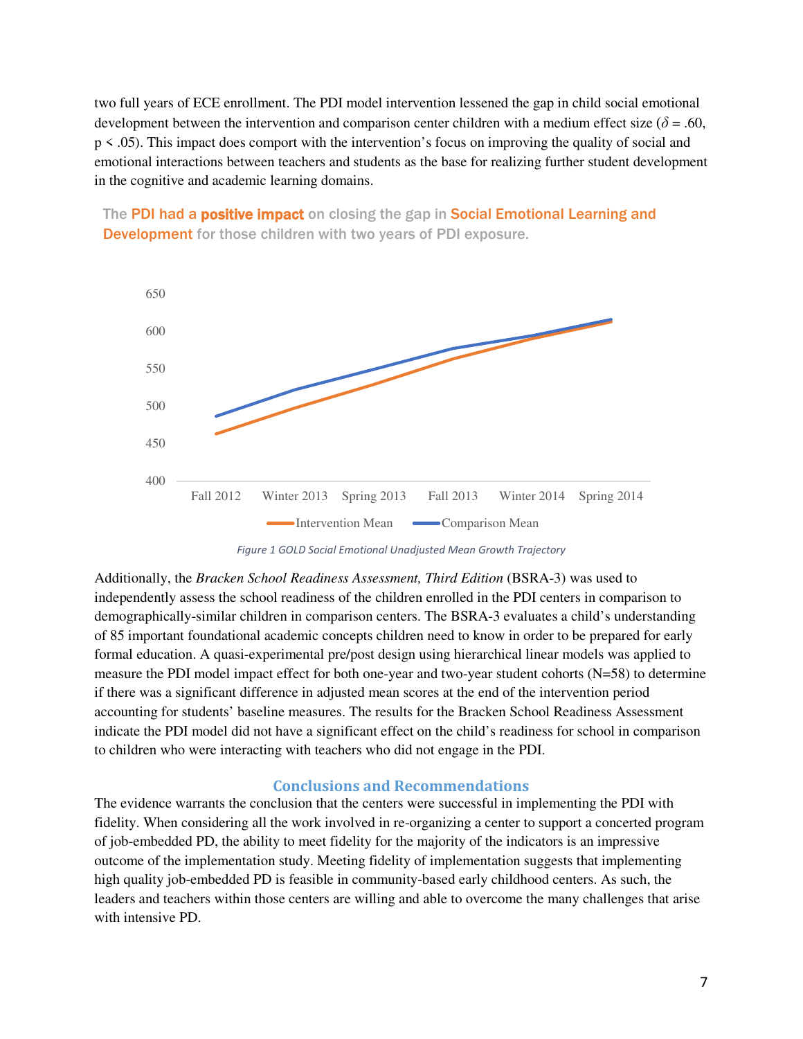two full years of ECE enrollment. The PDI model intervention lessened the gap in child social emotional development between the intervention and comparison center children with a medium effect size ($\delta = .60$, $p < .05$). This impact does comport with the intervention's focus on improving the quality of social and emotional interactions between teachers and students as the base for realizing further student development in the cognitive and academic learning domains.

**The PDI had a positive impact on closing the gap in Social Emotional Learning and Development for those children with two years of PDI exposure.**

*Figure 1 GOLD Social Emotional Unadjusted Mean Growth Trajectory*

Additionally, the *Bracken School Readiness Assessment, Third Edition* (BSRA-3) was used to independently assess the school readiness of the children enrolled in the PDI centers in comparison to demographically-similar children in comparison centers. The BSRA-3 evaluates a child's understanding of 85 important foundational academic concepts children need to know in order to be prepared for early formal education. A quasi-experimental pre/post design using hierarchical linear models was applied to measure the PDI model impact effect for both one-year and two-year student cohorts (N=58) to determine if there was a significant difference in adjusted mean scores at the end of the intervention period accounting for students' baseline measures. The results for the Bracken School Readiness Assessment indicate the PDI model did not have a significant effect on the child's readiness for school in comparison to children who were interacting with teachers who did not engage in the PDI.

## Conclusions and Recommendations

The evidence warrants the conclusion that the centers were successful in implementing the PDI with fidelity. When considering all the work involved in re-organizing a center to support a concerted program of job-embedded PD, the ability to meet fidelity for the majority of the indicators is an impressive outcome of the implementation study. Meeting fidelity of implementation suggests that implementing high quality job-embedded PD is feasible in community-based early childhood centers. As such, the leaders and teachers within those centers are willing and able to overcome the many challenges that arise with intensive PD.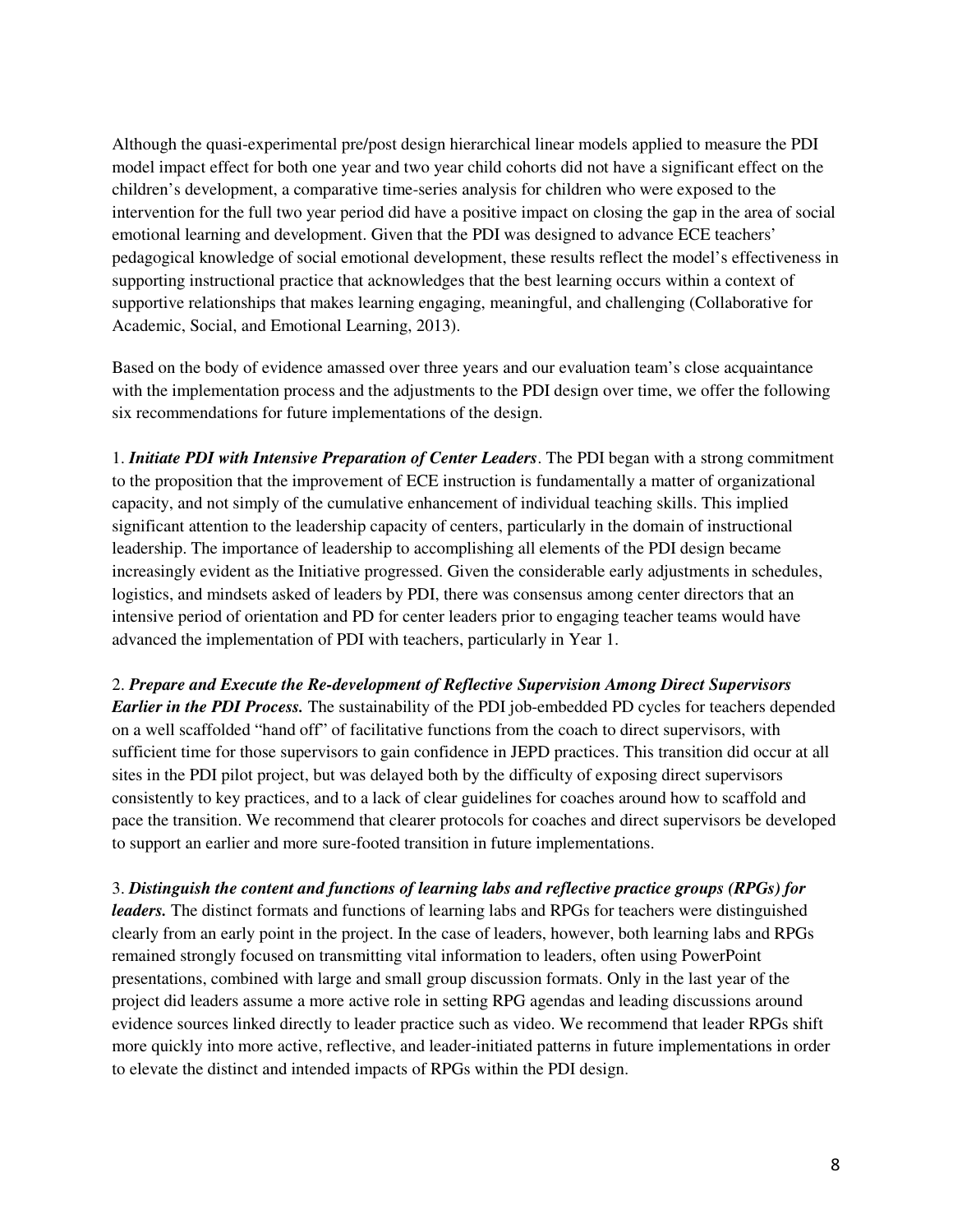Although the quasi-experimental pre/post design hierarchical linear models applied to measure the PDI model impact effect for both one year and two year child cohorts did not have a significant effect on the children's development, a comparative time-series analysis for children who were exposed to the intervention for the full two year period did have a positive impact on closing the gap in the area of social emotional learning and development. Given that the PDI was designed to advance ECE teachers' pedagogical knowledge of social emotional development, these results reflect the model's effectiveness in supporting instructional practice that acknowledges that the best learning occurs within a context of supportive relationships that makes learning engaging, meaningful, and challenging (Collaborative for Academic, Social, and Emotional Learning, 2013).

Based on the body of evidence amassed over three years and our evaluation team's close acquaintance with the implementation process and the adjustments to the PDI design over time, we offer the following six recommendations for future implementations of the design.

1. ***Initiate PDI with Intensive Preparation of Center Leaders***. The PDI began with a strong commitment to the proposition that the improvement of ECE instruction is fundamentally a matter of organizational capacity, and not simply of the cumulative enhancement of individual teaching skills. This implied significant attention to the leadership capacity of centers, particularly in the domain of instructional leadership. The importance of leadership to accomplishing all elements of the PDI design became increasingly evident as the Initiative progressed. Given the considerable early adjustments in schedules, logistics, and mindsets asked of leaders by PDI, there was consensus among center directors that an intensive period of orientation and PD for center leaders prior to engaging teacher teams would have advanced the implementation of PDI with teachers, particularly in Year 1.

2. ***Prepare and Execute the Re-development of Reflective Supervision Among Direct Supervisors Earlier in the PDI Process.*** The sustainability of the PDI job-embedded PD cycles for teachers depended on a well scaffolded "hand off" of facilitative functions from the coach to direct supervisors, with sufficient time for those supervisors to gain confidence in JEPD practices. This transition did occur at all sites in the PDI pilot project, but was delayed both by the difficulty of exposing direct supervisors consistently to key practices, and to a lack of clear guidelines for coaches around how to scaffold and pace the transition. We recommend that clearer protocols for coaches and direct supervisors be developed to support an earlier and more sure-footed transition in future implementations.

3. ***Distinguish the content and functions of learning labs and reflective practice groups (RPGs) for leaders.*** The distinct formats and functions of learning labs and RPGs for teachers were distinguished clearly from an early point in the project. In the case of leaders, however, both learning labs and RPGs remained strongly focused on transmitting vital information to leaders, often using PowerPoint presentations, combined with large and small group discussion formats. Only in the last year of the project did leaders assume a more active role in setting RPG agendas and leading discussions around evidence sources linked directly to leader practice such as video. We recommend that leader RPGs shift more quickly into more active, reflective, and leader-initiated patterns in future implementations in order to elevate the distinct and intended impacts of RPGs within the PDI design.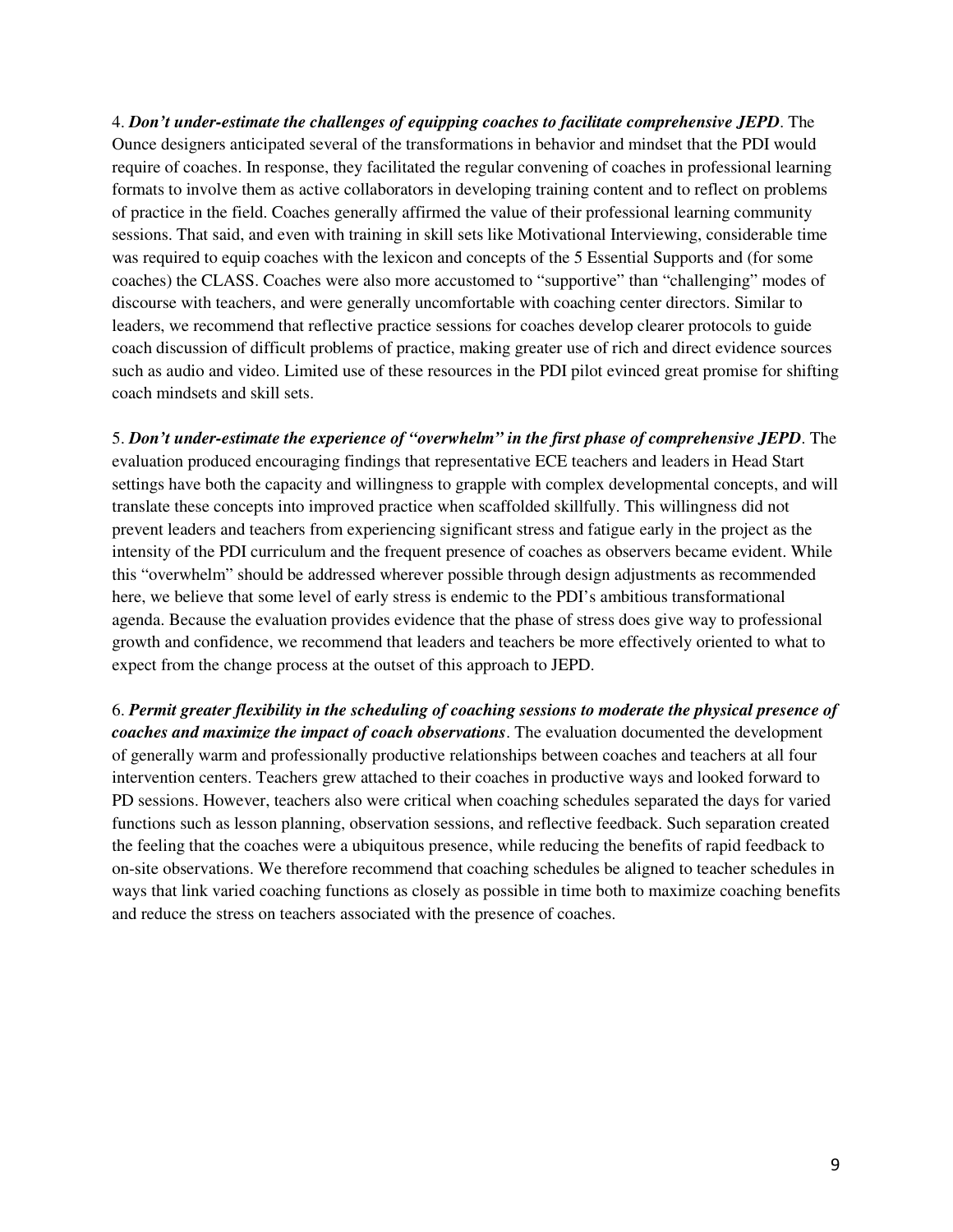4. ***Don't under-estimate the challenges of equipping coaches to facilitate comprehensive JEPD***. The Ounce designers anticipated several of the transformations in behavior and mindset that the PDI would require of coaches. In response, they facilitated the regular convening of coaches in professional learning formats to involve them as active collaborators in developing training content and to reflect on problems of practice in the field. Coaches generally affirmed the value of their professional learning community sessions. That said, and even with training in skill sets like Motivational Interviewing, considerable time was required to equip coaches with the lexicon and concepts of the 5 Essential Supports and (for some coaches) the CLASS. Coaches were also more accustomed to "supportive" than "challenging" modes of discourse with teachers, and were generally uncomfortable with coaching center directors. Similar to leaders, we recommend that reflective practice sessions for coaches develop clearer protocols to guide coach discussion of difficult problems of practice, making greater use of rich and direct evidence sources such as audio and video. Limited use of these resources in the PDI pilot evinced great promise for shifting coach mindsets and skill sets.

5. ***Don't under-estimate the experience of "overwhelm" in the first phase of comprehensive JEPD***. The evaluation produced encouraging findings that representative ECE teachers and leaders in Head Start settings have both the capacity and willingness to grapple with complex developmental concepts, and will translate these concepts into improved practice when scaffolded skillfully. This willingness did not prevent leaders and teachers from experiencing significant stress and fatigue early in the project as the intensity of the PDI curriculum and the frequent presence of coaches as observers became evident. While this "overwhelm" should be addressed wherever possible through design adjustments as recommended here, we believe that some level of early stress is endemic to the PDI's ambitious transformational agenda. Because the evaluation provides evidence that the phase of stress does give way to professional growth and confidence, we recommend that leaders and teachers be more effectively oriented to what to expect from the change process at the outset of this approach to JEPD.

6. ***Permit greater flexibility in the scheduling of coaching sessions to moderate the physical presence of coaches and maximize the impact of coach observations***. The evaluation documented the development of generally warm and professionally productive relationships between coaches and teachers at all four intervention centers. Teachers grew attached to their coaches in productive ways and looked forward to PD sessions. However, teachers also were critical when coaching schedules separated the days for varied functions such as lesson planning, observation sessions, and reflective feedback. Such separation created the feeling that the coaches were a ubiquitous presence, while reducing the benefits of rapid feedback to on-site observations. We therefore recommend that coaching schedules be aligned to teacher schedules in ways that link varied coaching functions as closely as possible in time both to maximize coaching benefits and reduce the stress on teachers associated with the presence of coaches.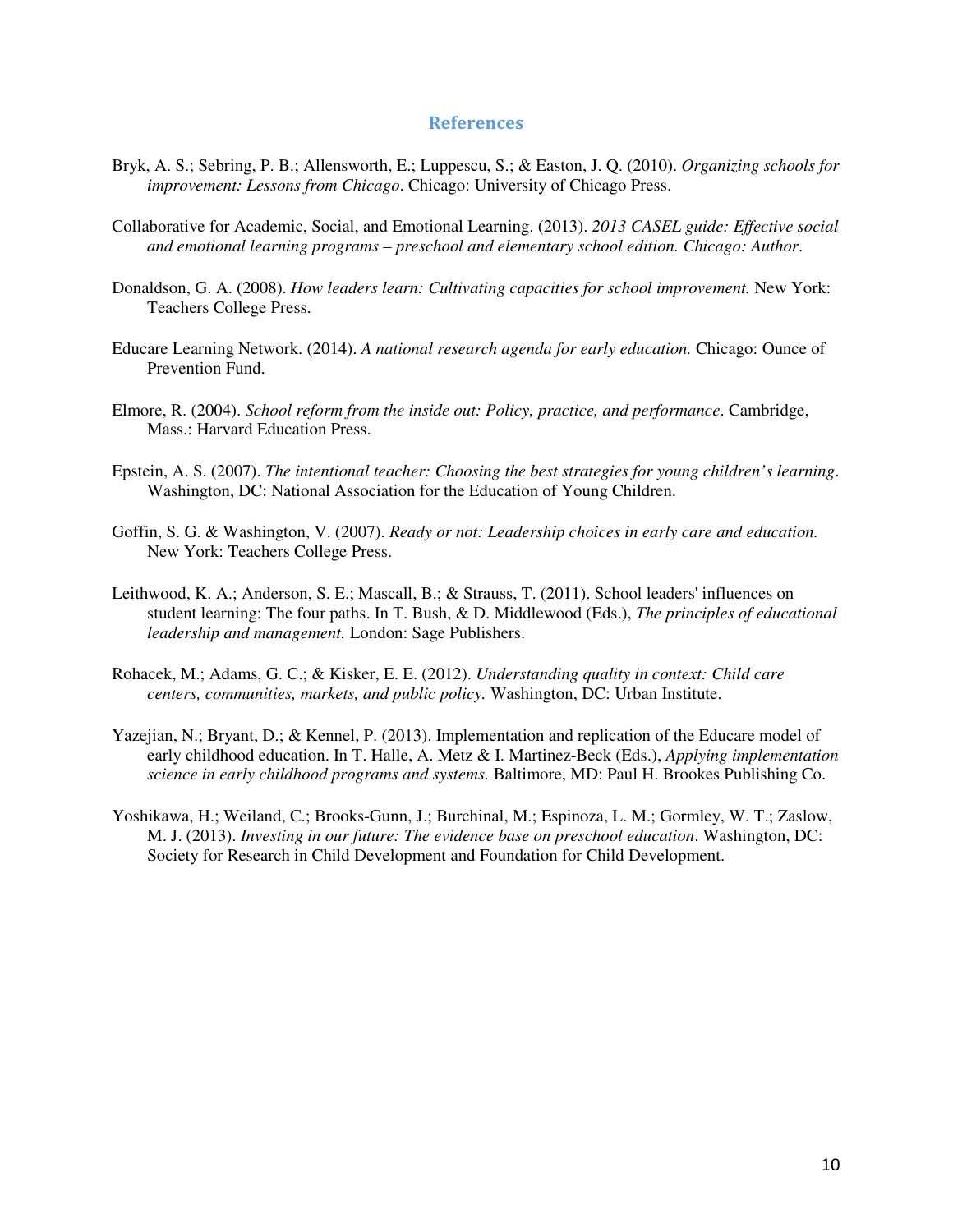## References

Bryk, A. S.; Sebring, P. B.; Allensworth, E.; Luppescu, S.; & Easton, J. Q. (2010). *Organizing schools for improvement: Lessons from Chicago*. Chicago: University of Chicago Press.

Collaborative for Academic, Social, and Emotional Learning. (2013). *2013 CASEL guide: Effective social and emotional learning programs – preschool and elementary school edition. Chicago: Author*.

Donaldson, G. A. (2008). *How leaders learn: Cultivating capacities for school improvement.* New York: Teachers College Press.

Educare Learning Network. (2014). *A national research agenda for early education.* Chicago: Ounce of Prevention Fund.

Elmore, R. (2004). *School reform from the inside out: Policy, practice, and performance*. Cambridge, Mass.: Harvard Education Press.

Epstein, A. S. (2007). *The intentional teacher: Choosing the best strategies for young children's learning*. Washington, DC: National Association for the Education of Young Children.

Goffin, S. G. & Washington, V. (2007). *Ready or not: Leadership choices in early care and education.* New York: Teachers College Press.

Leithwood, K. A.; Anderson, S. E.; Mascall, B.; & Strauss, T. (2011). School leaders' influences on student learning: The four paths. In T. Bush, & D. Middlewood (Eds.), *The principles of educational leadership and management.* London: Sage Publishers.

Rohacek, M.; Adams, G. C.; & Kisker, E. E. (2012). *Understanding quality in context: Child care centers, communities, markets, and public policy.* Washington, DC: Urban Institute.

Yazejian, N.; Bryant, D.; & Kennel, P. (2013). Implementation and replication of the Educare model of early childhood education. In T. Halle, A. Metz & I. Martinez-Beck (Eds.), *Applying implementation science in early childhood programs and systems.* Baltimore, MD: Paul H. Brookes Publishing Co.

Yoshikawa, H.; Weiland, C.; Brooks-Gunn, J.; Burchinal, M.; Espinoza, L. M.; Gormley, W. T.; Zaslow, M. J. (2013). *Investing in our future: The evidence base on preschool education*. Washington, DC: Society for Research in Child Development and Foundation for Child Development.